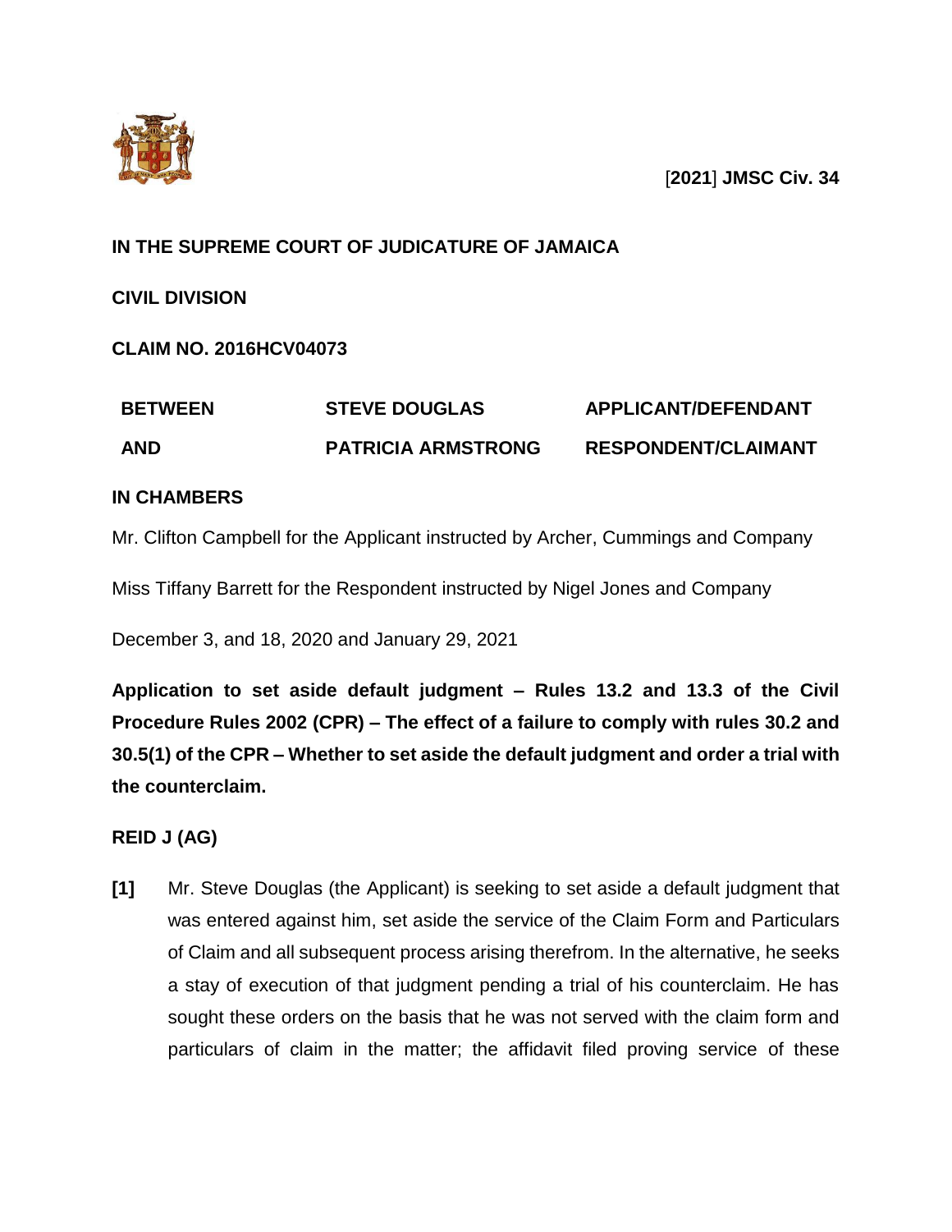[**2021**] **JMSC Civ. 34**

**IN THE SUPREME COURT OF JUDICATURE OF JAMAICA**

**CIVIL DIVISION**

**CLAIM NO. 2016HCV04073**

| | | |
|---|---|---|
| **BETWEEN** | **STEVE DOUGLAS** | **APPLICANT/DEFENDANT** |
| **AND** | **PATRICIA ARMSTRONG** | **RESPONDENT/CLAIMANT** |

**IN CHAMBERS**

Mr. Clifton Campbell for the Applicant instructed by Archer, Cummings and Company

Miss Tiffany Barrett for the Respondent instructed by Nigel Jones and Company

December 3, and 18, 2020 and January 29, 2021

**Application to set aside default judgment – Rules 13.2 and 13.3 of the Civil Procedure Rules 2002 (CPR) – The effect of a failure to comply with rules 30.2 and 30.5(1) of the CPR – Whether to set aside the default judgment and order a trial with the counterclaim.**

**REID J (AG)**

**[1]** Mr. Steve Douglas (the Applicant) is seeking to set aside a default judgment that was entered against him, set aside the service of the Claim Form and Particulars of Claim and all subsequent process arising therefrom. In the alternative, he seeks a stay of execution of that judgment pending a trial of his counterclaim. He has sought these orders on the basis that he was not served with the claim form and particulars of claim in the matter; the affidavit filed proving service of these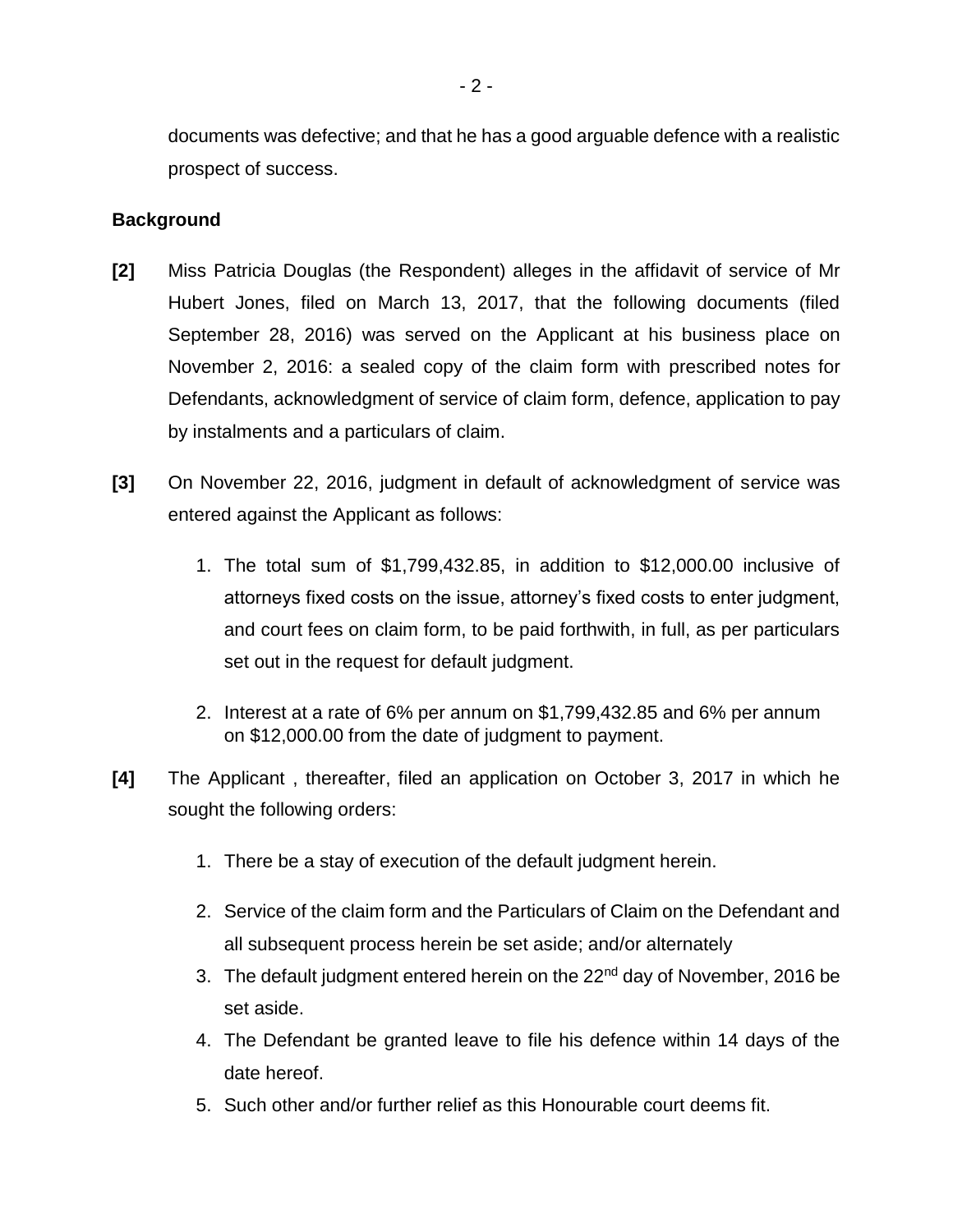documents was defective; and that he has a good arguable defence with a realistic prospect of success.

**Background**

**[2]** Miss Patricia Douglas (the Respondent) alleges in the affidavit of service of Mr Hubert Jones, filed on March 13, 2017, that the following documents (filed September 28, 2016) was served on the Applicant at his business place on November 2, 2016: a sealed copy of the claim form with prescribed notes for Defendants, acknowledgment of service of claim form, defence, application to pay by instalments and a particulars of claim.

**[3]** On November 22, 2016, judgment in default of acknowledgment of service was entered against the Applicant as follows:

1. The total sum of $1,799,432.85, in addition to $12,000.00 inclusive of attorneys fixed costs on the issue, attorney's fixed costs to enter judgment, and court fees on claim form, to be paid forthwith, in full, as per particulars set out in the request for default judgment.
2. Interest at a rate of 6% per annum on $1,799,432.85 and 6% per annum on $12,000.00 from the date of judgment to payment.

**[4]** The Applicant , thereafter, filed an application on October 3, 2017 in which he sought the following orders:

1. There be a stay of execution of the default judgment herein.
2. Service of the claim form and the Particulars of Claim on the Defendant and all subsequent process herein be set aside; and/or alternately
3. The default judgment entered herein on the 22nd day of November, 2016 be set aside.
4. The Defendant be granted leave to file his defence within 14 days of the date hereof.
5. Such other and/or further relief as this Honourable court deems fit.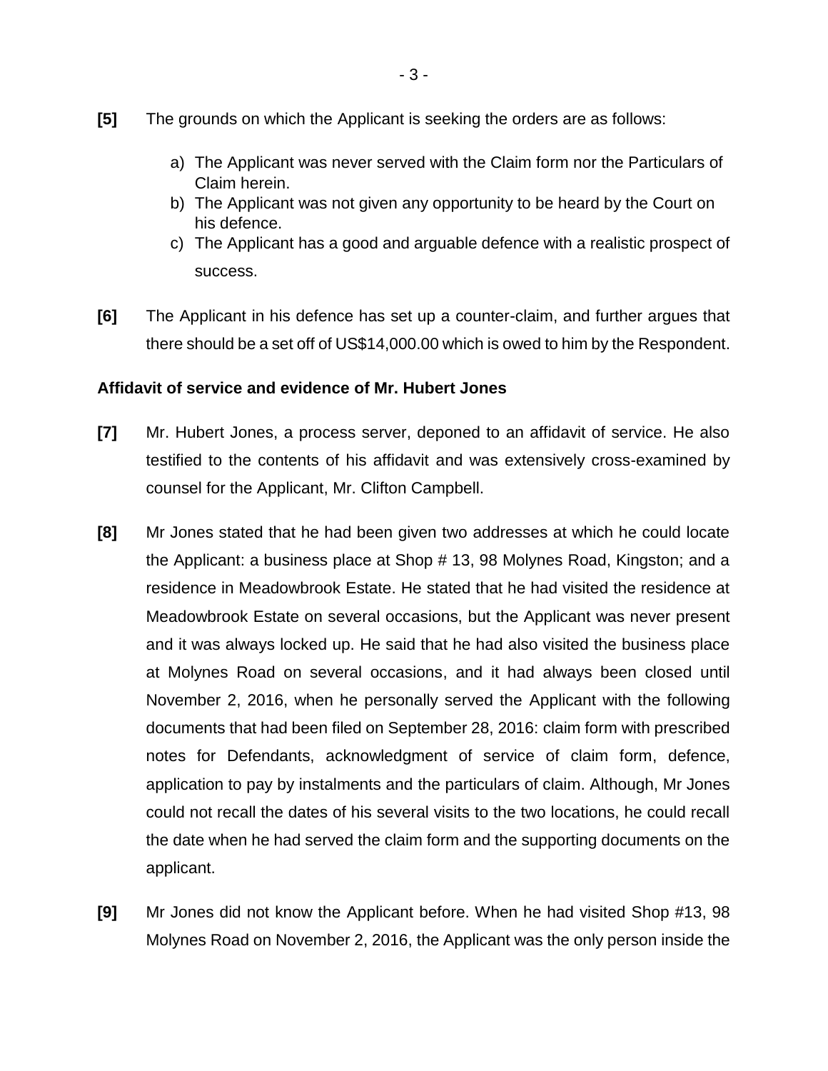**[5]** The grounds on which the Applicant is seeking the orders are as follows:

a) The Applicant was never served with the Claim form nor the Particulars of Claim herein.
b) The Applicant was not given any opportunity to be heard by the Court on his defence.
c) The Applicant has a good and arguable defence with a realistic prospect of success.

**[6]** The Applicant in his defence has set up a counter-claim, and further argues that there should be a set off of US$14,000.00 which is owed to him by the Respondent.

**Affidavit of service and evidence of Mr. Hubert Jones**

**[7]** Mr. Hubert Jones, a process server, deponed to an affidavit of service. He also testified to the contents of his affidavit and was extensively cross-examined by counsel for the Applicant, Mr. Clifton Campbell.

**[8]** Mr Jones stated that he had been given two addresses at which he could locate the Applicant: a business place at Shop # 13, 98 Molynes Road, Kingston; and a residence in Meadowbrook Estate. He stated that he had visited the residence at Meadowbrook Estate on several occasions, but the Applicant was never present and it was always locked up. He said that he had also visited the business place at Molynes Road on several occasions, and it had always been closed until November 2, 2016, when he personally served the Applicant with the following documents that had been filed on September 28, 2016: claim form with prescribed notes for Defendants, acknowledgment of service of claim form, defence, application to pay by instalments and the particulars of claim. Although, Mr Jones could not recall the dates of his several visits to the two locations, he could recall the date when he had served the claim form and the supporting documents on the applicant.

**[9]** Mr Jones did not know the Applicant before. When he had visited Shop #13, 98 Molynes Road on November 2, 2016, the Applicant was the only person inside the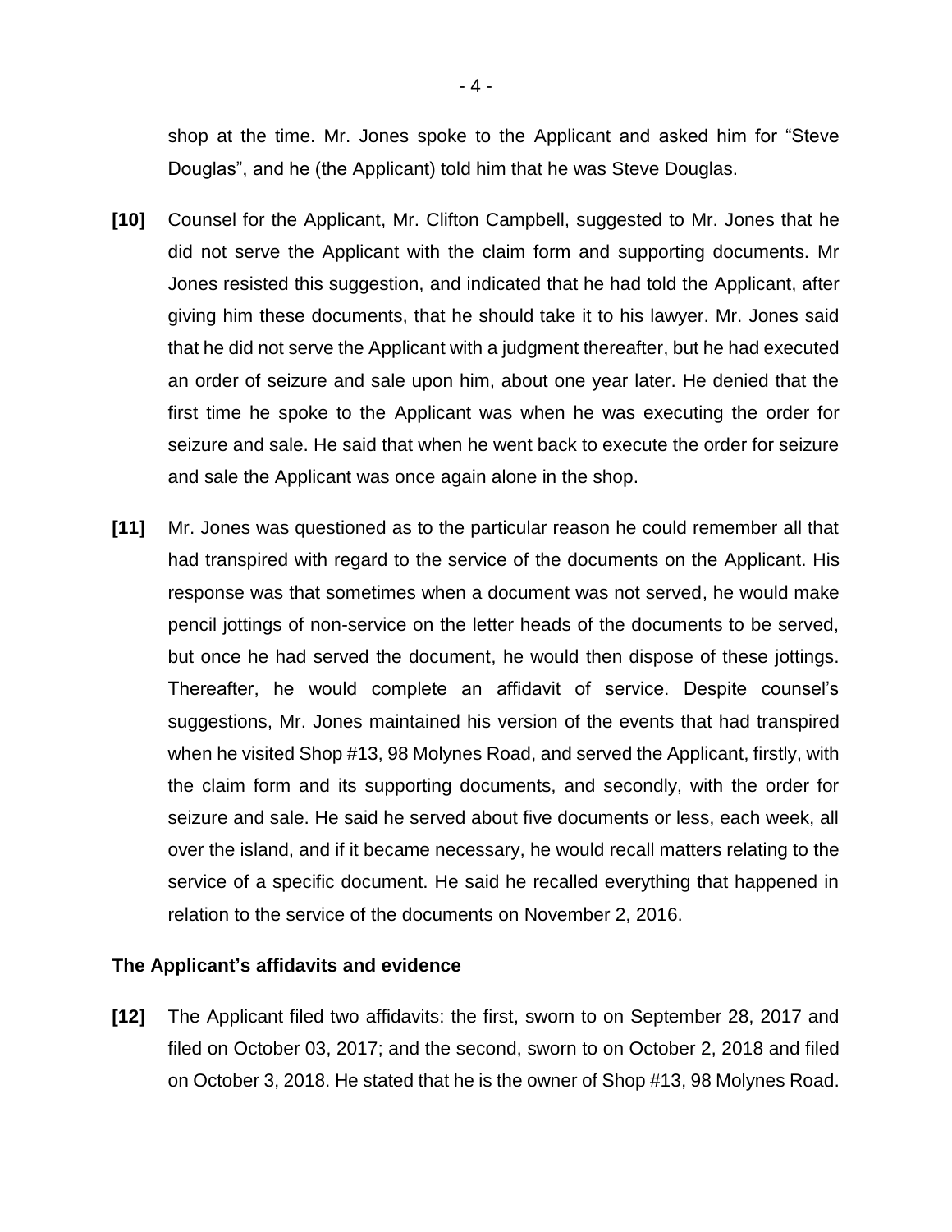shop at the time. Mr. Jones spoke to the Applicant and asked him for "Steve Douglas", and he (the Applicant) told him that he was Steve Douglas.

**[10]** Counsel for the Applicant, Mr. Clifton Campbell, suggested to Mr. Jones that he did not serve the Applicant with the claim form and supporting documents. Mr Jones resisted this suggestion, and indicated that he had told the Applicant, after giving him these documents, that he should take it to his lawyer. Mr. Jones said that he did not serve the Applicant with a judgment thereafter, but he had executed an order of seizure and sale upon him, about one year later. He denied that the first time he spoke to the Applicant was when he was executing the order for seizure and sale. He said that when he went back to execute the order for seizure and sale the Applicant was once again alone in the shop.

**[11]** Mr. Jones was questioned as to the particular reason he could remember all that had transpired with regard to the service of the documents on the Applicant. His response was that sometimes when a document was not served, he would make pencil jottings of non-service on the letter heads of the documents to be served, but once he had served the document, he would then dispose of these jottings. Thereafter, he would complete an affidavit of service. Despite counsel's suggestions, Mr. Jones maintained his version of the events that had transpired when he visited Shop #13, 98 Molynes Road, and served the Applicant, firstly, with the claim form and its supporting documents, and secondly, with the order for seizure and sale. He said he served about five documents or less, each week, all over the island, and if it became necessary, he would recall matters relating to the service of a specific document. He said he recalled everything that happened in relation to the service of the documents on November 2, 2016.

**The Applicant's affidavits and evidence**

**[12]** The Applicant filed two affidavits: the first, sworn to on September 28, 2017 and filed on October 03, 2017; and the second, sworn to on October 2, 2018 and filed on October 3, 2018. He stated that he is the owner of Shop #13, 98 Molynes Road.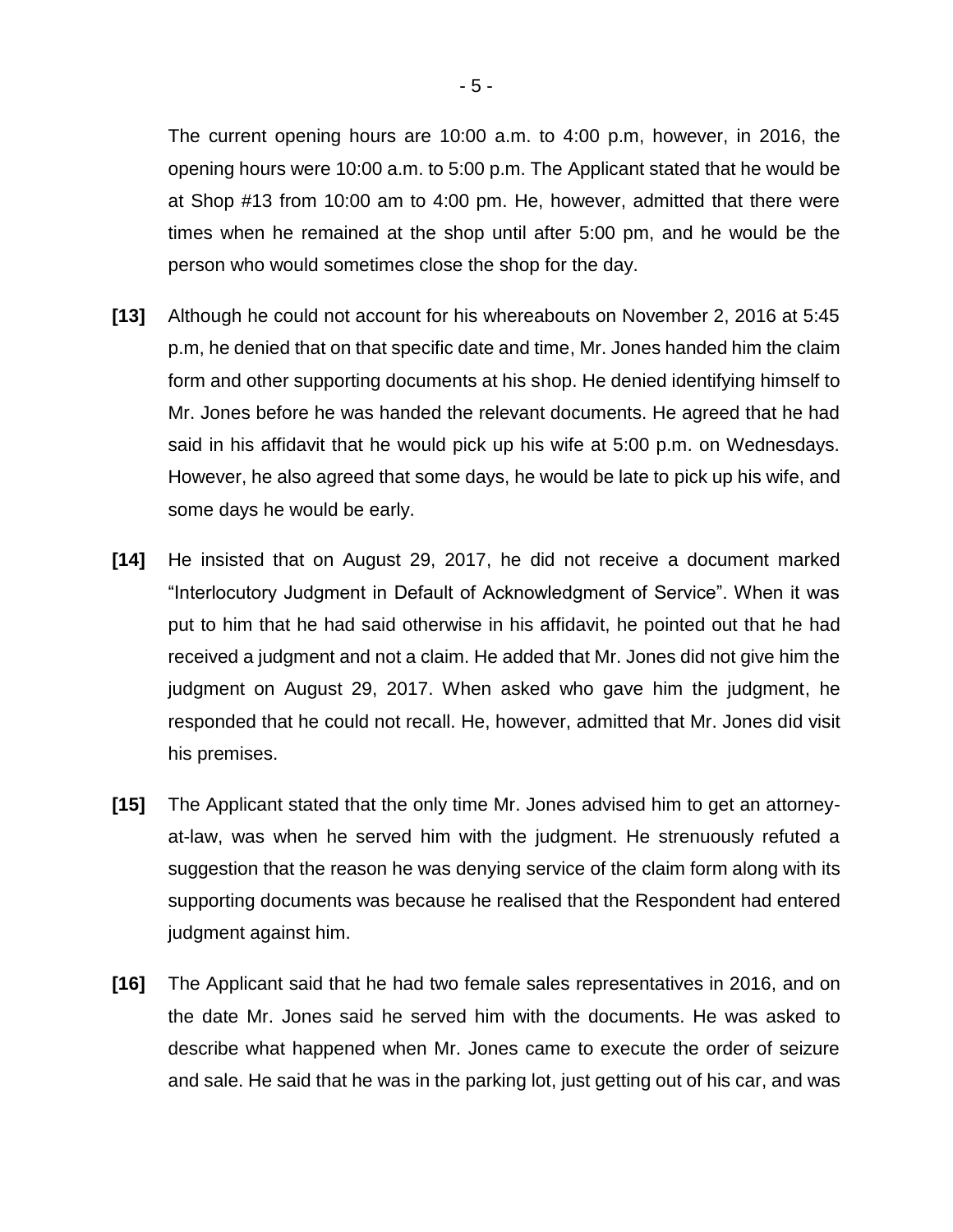The current opening hours are 10:00 a.m. to 4:00 p.m, however, in 2016, the opening hours were 10:00 a.m. to 5:00 p.m. The Applicant stated that he would be at Shop #13 from 10:00 am to 4:00 pm. He, however, admitted that there were times when he remained at the shop until after 5:00 pm, and he would be the person who would sometimes close the shop for the day.

**[13]** Although he could not account for his whereabouts on November 2, 2016 at 5:45 p.m, he denied that on that specific date and time, Mr. Jones handed him the claim form and other supporting documents at his shop. He denied identifying himself to Mr. Jones before he was handed the relevant documents. He agreed that he had said in his affidavit that he would pick up his wife at 5:00 p.m. on Wednesdays. However, he also agreed that some days, he would be late to pick up his wife, and some days he would be early.

**[14]** He insisted that on August 29, 2017, he did not receive a document marked "Interlocutory Judgment in Default of Acknowledgment of Service". When it was put to him that he had said otherwise in his affidavit, he pointed out that he had received a judgment and not a claim. He added that Mr. Jones did not give him the judgment on August 29, 2017. When asked who gave him the judgment, he responded that he could not recall. He, however, admitted that Mr. Jones did visit his premises.

**[15]** The Applicant stated that the only time Mr. Jones advised him to get an attorney-at-law, was when he served him with the judgment. He strenuously refuted a suggestion that the reason he was denying service of the claim form along with its supporting documents was because he realised that the Respondent had entered judgment against him.

**[16]** The Applicant said that he had two female sales representatives in 2016, and on the date Mr. Jones said he served him with the documents. He was asked to describe what happened when Mr. Jones came to execute the order of seizure and sale. He said that he was in the parking lot, just getting out of his car, and was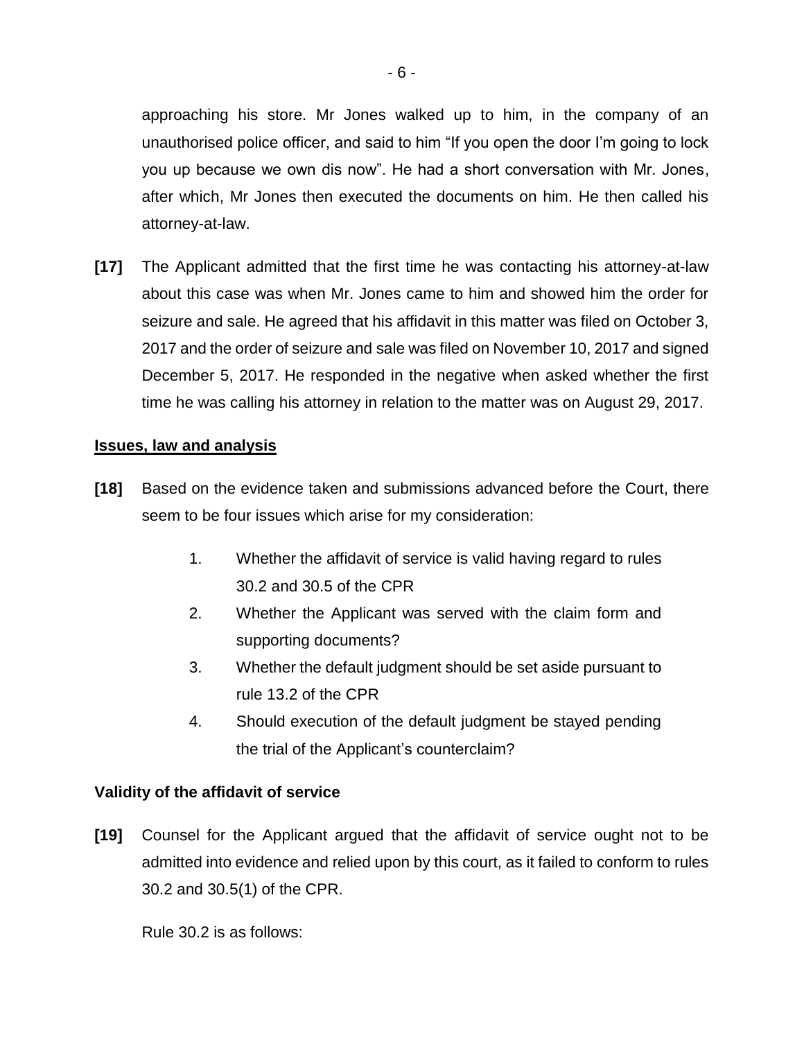approaching his store. Mr Jones walked up to him, in the company of an unauthorised police officer, and said to him "If you open the door I'm going to lock you up because we own dis now". He had a short conversation with Mr. Jones, after which, Mr Jones then executed the documents on him. He then called his attorney-at-law.

**[17]** The Applicant admitted that the first time he was contacting his attorney-at-law about this case was when Mr. Jones came to him and showed him the order for seizure and sale. He agreed that his affidavit in this matter was filed on October 3, 2017 and the order of seizure and sale was filed on November 10, 2017 and signed December 5, 2017. He responded in the negative when asked whether the first time he was calling his attorney in relation to the matter was on August 29, 2017.

## Issues, law and analysis

**[18]** Based on the evidence taken and submissions advanced before the Court, there seem to be four issues which arise for my consideration:

1. Whether the affidavit of service is valid having regard to rules 30.2 and 30.5 of the CPR
2. Whether the Applicant was served with the claim form and supporting documents?
3. Whether the default judgment should be set aside pursuant to rule 13.2 of the CPR
4. Should execution of the default judgment be stayed pending the trial of the Applicant's counterclaim?

### Validity of the affidavit of service

**[19]** Counsel for the Applicant argued that the affidavit of service ought not to be admitted into evidence and relied upon by this court, as it failed to conform to rules 30.2 and 30.5(1) of the CPR.

Rule 30.2 is as follows: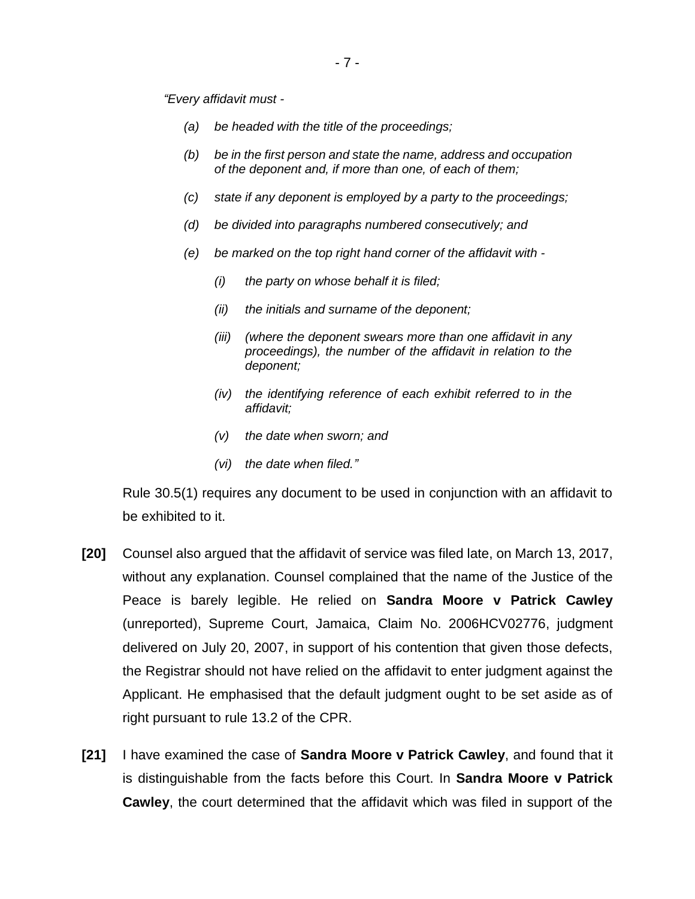*"Every affidavit must -*

> *(a) be headed with the title of the proceedings;*
>
> *(b) be in the first person and state the name, address and occupation of the deponent and, if more than one, of each of them;*
>
> *(c) state if any deponent is employed by a party to the proceedings;*
>
> *(d) be divided into paragraphs numbered consecutively; and*
>
> *(e) be marked on the top right hand corner of the affidavit with -*
>
> > *(i) the party on whose behalf it is filed;*
> >
> > *(ii) the initials and surname of the deponent;*
> >
> > *(iii) (where the deponent swears more than one affidavit in any proceedings), the number of the affidavit in relation to the deponent;*
> >
> > *(iv) the identifying reference of each exhibit referred to in the affidavit;*
> >
> > *(v) the date when sworn; and*
> >
> > *(vi) the date when filed."*

Rule 30.5(1) requires any document to be used in conjunction with an affidavit to be exhibited to it.

**[20]** Counsel also argued that the affidavit of service was filed late, on March 13, 2017, without any explanation. Counsel complained that the name of the Justice of the Peace is barely legible. He relied on **Sandra Moore v Patrick Cawley** (unreported), Supreme Court, Jamaica, Claim No. 2006HCV02776, judgment delivered on July 20, 2007, in support of his contention that given those defects, the Registrar should not have relied on the affidavit to enter judgment against the Applicant. He emphasised that the default judgment ought to be set aside as of right pursuant to rule 13.2 of the CPR.

**[21]** I have examined the case of **Sandra Moore v Patrick Cawley**, and found that it is distinguishable from the facts before this Court. In **Sandra Moore v Patrick Cawley**, the court determined that the affidavit which was filed in support of the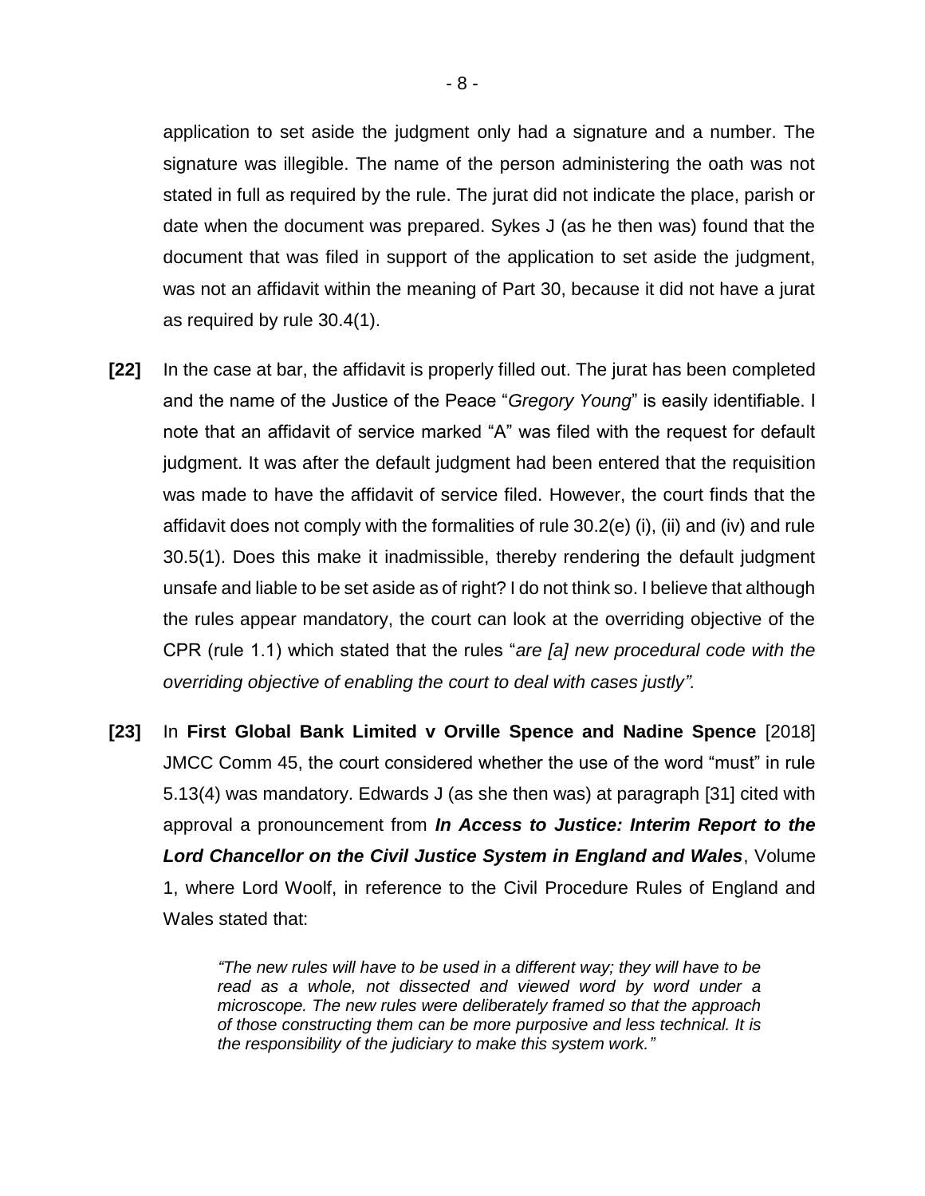application to set aside the judgment only had a signature and a number. The signature was illegible. The name of the person administering the oath was not stated in full as required by the rule. The jurat did not indicate the place, parish or date when the document was prepared. Sykes J (as he then was) found that the document that was filed in support of the application to set aside the judgment, was not an affidavit within the meaning of Part 30, because it did not have a jurat as required by rule 30.4(1).

**[22]** In the case at bar, the affidavit is properly filled out. The jurat has been completed and the name of the Justice of the Peace "*Gregory Young*" is easily identifiable. I note that an affidavit of service marked "A" was filed with the request for default judgment. It was after the default judgment had been entered that the requisition was made to have the affidavit of service filed. However, the court finds that the affidavit does not comply with the formalities of rule 30.2(e) (i), (ii) and (iv) and rule 30.5(1). Does this make it inadmissible, thereby rendering the default judgment unsafe and liable to be set aside as of right? I do not think so. I believe that although the rules appear mandatory, the court can look at the overriding objective of the CPR (rule 1.1) which stated that the rules "*are [a] new procedural code with the overriding objective of enabling the court to deal with cases justly".*

**[23]** In **First Global Bank Limited v Orville Spence and Nadine Spence** [2018] JMCC Comm 45, the court considered whether the use of the word "must" in rule 5.13(4) was mandatory. Edwards J (as she then was) at paragraph [31] cited with approval a pronouncement from ***In Access to Justice: Interim Report to the Lord Chancellor on the Civil Justice System in England and Wales***, Volume 1, where Lord Woolf, in reference to the Civil Procedure Rules of England and Wales stated that:

> *"The new rules will have to be used in a different way; they will have to be read as a whole, not dissected and viewed word by word under a microscope. The new rules were deliberately framed so that the approach of those constructing them can be more purposive and less technical. It is the responsibility of the judiciary to make this system work."*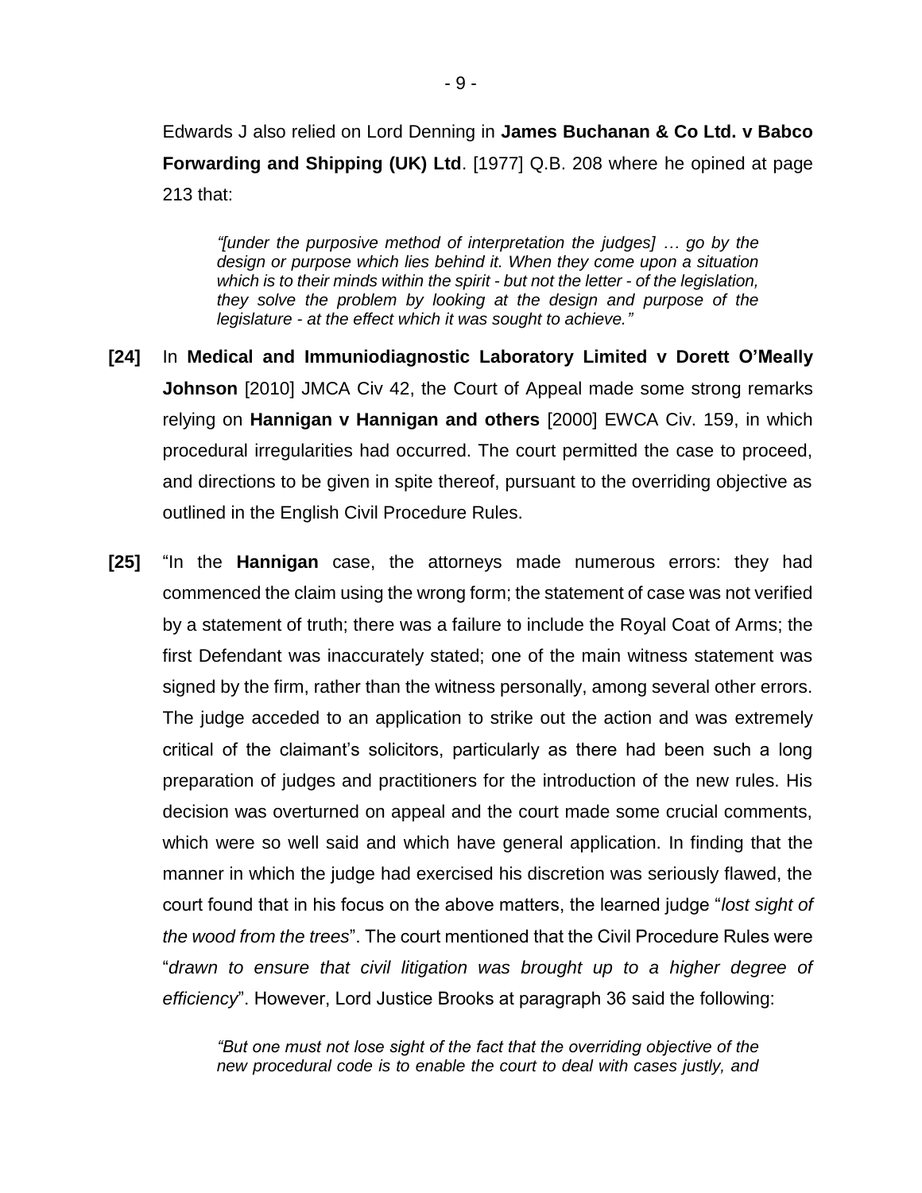Edwards J also relied on Lord Denning in **James Buchanan & Co Ltd. v Babco Forwarding and Shipping (UK) Ltd**. [1977] Q.B. 208 where he opined at page 213 that:

> *"[under the purposive method of interpretation the judges] … go by the design or purpose which lies behind it. When they come upon a situation which is to their minds within the spirit - but not the letter - of the legislation, they solve the problem by looking at the design and purpose of the legislature - at the effect which it was sought to achieve."*

**[24]** In **Medical and Immuniodiagnostic Laboratory Limited v Dorett O'Meally Johnson** [2010] JMCA Civ 42, the Court of Appeal made some strong remarks relying on **Hannigan v Hannigan and others** [2000] EWCA Civ. 159, in which procedural irregularities had occurred. The court permitted the case to proceed, and directions to be given in spite thereof, pursuant to the overriding objective as outlined in the English Civil Procedure Rules.

**[25]** "In the **Hannigan** case, the attorneys made numerous errors: they had commenced the claim using the wrong form; the statement of case was not verified by a statement of truth; there was a failure to include the Royal Coat of Arms; the first Defendant was inaccurately stated; one of the main witness statement was signed by the firm, rather than the witness personally, among several other errors. The judge acceded to an application to strike out the action and was extremely critical of the claimant's solicitors, particularly as there had been such a long preparation of judges and practitioners for the introduction of the new rules. His decision was overturned on appeal and the court made some crucial comments, which were so well said and which have general application. In finding that the manner in which the judge had exercised his discretion was seriously flawed, the court found that in his focus on the above matters, the learned judge "*lost sight of the wood from the trees*". The court mentioned that the Civil Procedure Rules were "*drawn to ensure that civil litigation was brought up to a higher degree of efficiency*". However, Lord Justice Brooks at paragraph 36 said the following:

> *"But one must not lose sight of the fact that the overriding objective of the new procedural code is to enable the court to deal with cases justly, and*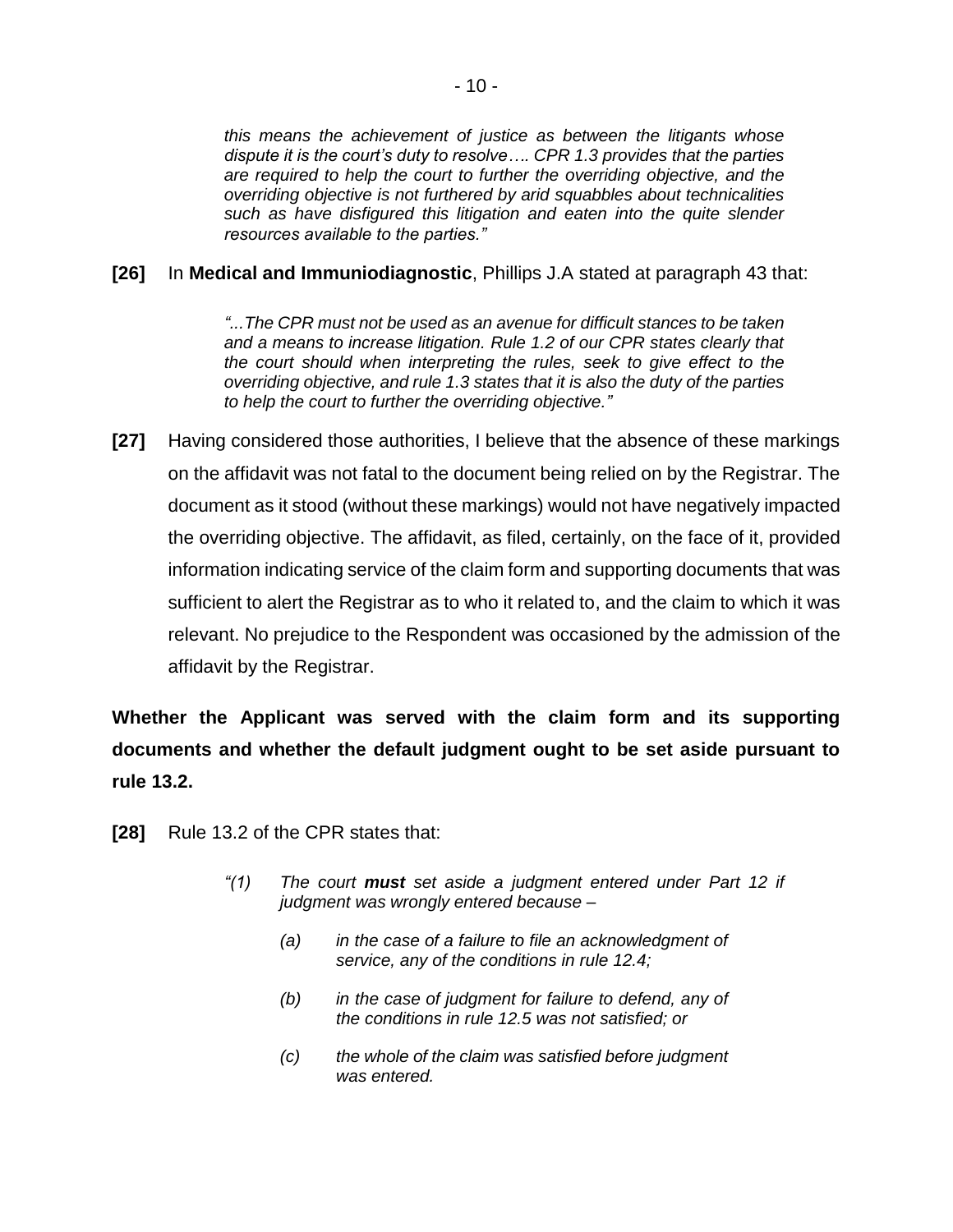> *this means the achievement of justice as between the litigants whose dispute it is the court's duty to resolve…. CPR 1.3 provides that the parties are required to help the court to further the overriding objective, and the overriding objective is not furthered by arid squabbles about technicalities such as have disfigured this litigation and eaten into the quite slender resources available to the parties."*

**[26]** In **Medical and Immuniodiagnostic**, Phillips J.A stated at paragraph 43 that:

> *"...The CPR must not be used as an avenue for difficult stances to be taken and a means to increase litigation. Rule 1.2 of our CPR states clearly that the court should when interpreting the rules, seek to give effect to the overriding objective, and rule 1.3 states that it is also the duty of the parties to help the court to further the overriding objective."*

**[27]** Having considered those authorities, I believe that the absence of these markings on the affidavit was not fatal to the document being relied on by the Registrar. The document as it stood (without these markings) would not have negatively impacted the overriding objective. The affidavit, as filed, certainly, on the face of it, provided information indicating service of the claim form and supporting documents that was sufficient to alert the Registrar as to who it related to, and the claim to which it was relevant. No prejudice to the Respondent was occasioned by the admission of the affidavit by the Registrar.

**Whether the Applicant was served with the claim form and its supporting documents and whether the default judgment ought to be set aside pursuant to rule 13.2.**

**[28]** Rule 13.2 of the CPR states that:

> *"(1) The court **must** set aside a judgment entered under Part 12 if judgment was wrongly entered because –*
>
> *(a) in the case of a failure to file an acknowledgment of service, any of the conditions in rule 12.4;*
>
> *(b) in the case of judgment for failure to defend, any of the conditions in rule 12.5 was not satisfied; or*
>
> *(c) the whole of the claim was satisfied before judgment was entered.*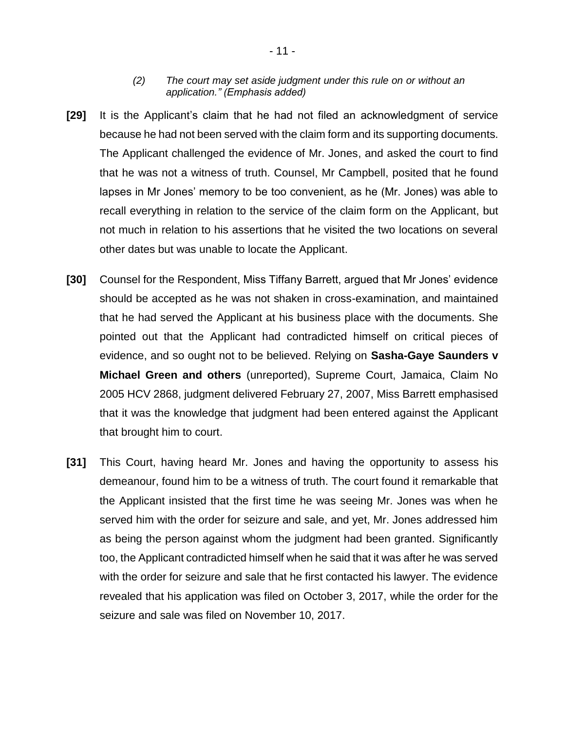*(2) The court may set aside judgment under this rule on or without an application." (Emphasis added)*

**[29]** It is the Applicant's claim that he had not filed an acknowledgment of service because he had not been served with the claim form and its supporting documents. The Applicant challenged the evidence of Mr. Jones, and asked the court to find that he was not a witness of truth. Counsel, Mr Campbell, posited that he found lapses in Mr Jones' memory to be too convenient, as he (Mr. Jones) was able to recall everything in relation to the service of the claim form on the Applicant, but not much in relation to his assertions that he visited the two locations on several other dates but was unable to locate the Applicant.

**[30]** Counsel for the Respondent, Miss Tiffany Barrett, argued that Mr Jones' evidence should be accepted as he was not shaken in cross-examination, and maintained that he had served the Applicant at his business place with the documents. She pointed out that the Applicant had contradicted himself on critical pieces of evidence, and so ought not to be believed. Relying on **Sasha-Gaye Saunders v Michael Green and others** (unreported), Supreme Court, Jamaica, Claim No 2005 HCV 2868, judgment delivered February 27, 2007, Miss Barrett emphasised that it was the knowledge that judgment had been entered against the Applicant that brought him to court.

**[31]** This Court, having heard Mr. Jones and having the opportunity to assess his demeanour, found him to be a witness of truth. The court found it remarkable that the Applicant insisted that the first time he was seeing Mr. Jones was when he served him with the order for seizure and sale, and yet, Mr. Jones addressed him as being the person against whom the judgment had been granted. Significantly too, the Applicant contradicted himself when he said that it was after he was served with the order for seizure and sale that he first contacted his lawyer. The evidence revealed that his application was filed on October 3, 2017, while the order for the seizure and sale was filed on November 10, 2017.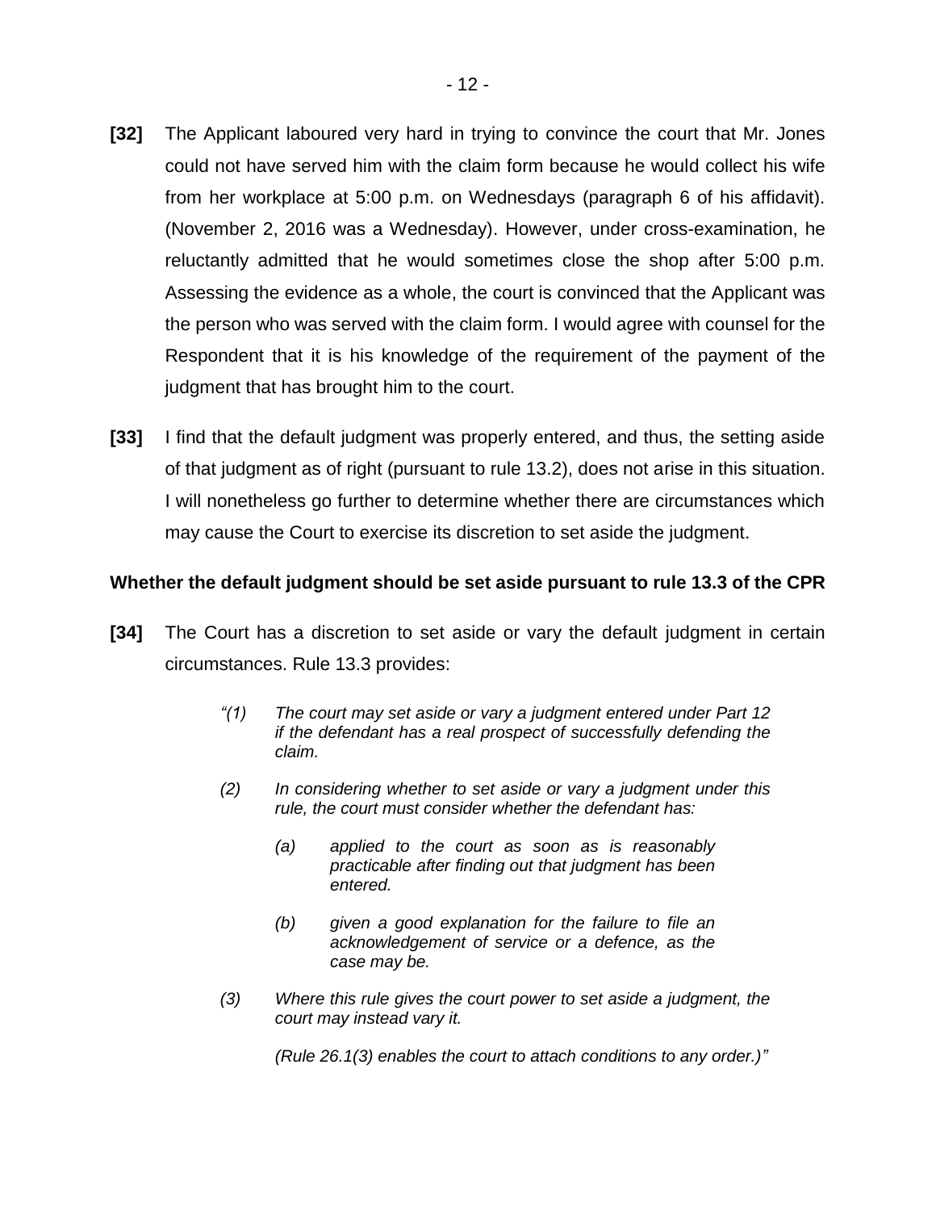**[32]** The Applicant laboured very hard in trying to convince the court that Mr. Jones could not have served him with the claim form because he would collect his wife from her workplace at 5:00 p.m. on Wednesdays (paragraph 6 of his affidavit). (November 2, 2016 was a Wednesday). However, under cross-examination, he reluctantly admitted that he would sometimes close the shop after 5:00 p.m. Assessing the evidence as a whole, the court is convinced that the Applicant was the person who was served with the claim form. I would agree with counsel for the Respondent that it is his knowledge of the requirement of the payment of the judgment that has brought him to the court.

**[33]** I find that the default judgment was properly entered, and thus, the setting aside of that judgment as of right (pursuant to rule 13.2), does not arise in this situation. I will nonetheless go further to determine whether there are circumstances which may cause the Court to exercise its discretion to set aside the judgment.

**Whether the default judgment should be set aside pursuant to rule 13.3 of the CPR**

**[34]** The Court has a discretion to set aside or vary the default judgment in certain circumstances. Rule 13.3 provides:

> *"(1) The court may set aside or vary a judgment entered under Part 12 if the defendant has a real prospect of successfully defending the claim.*
>
> *(2) In considering whether to set aside or vary a judgment under this rule, the court must consider whether the defendant has:*
>
> > *(a) applied to the court as soon as is reasonably practicable after finding out that judgment has been entered.*
> >
> > *(b) given a good explanation for the failure to file an acknowledgement of service or a defence, as the case may be.*
>
> *(3) Where this rule gives the court power to set aside a judgment, the court may instead vary it.*
>
> *(Rule 26.1(3) enables the court to attach conditions to any order.)"*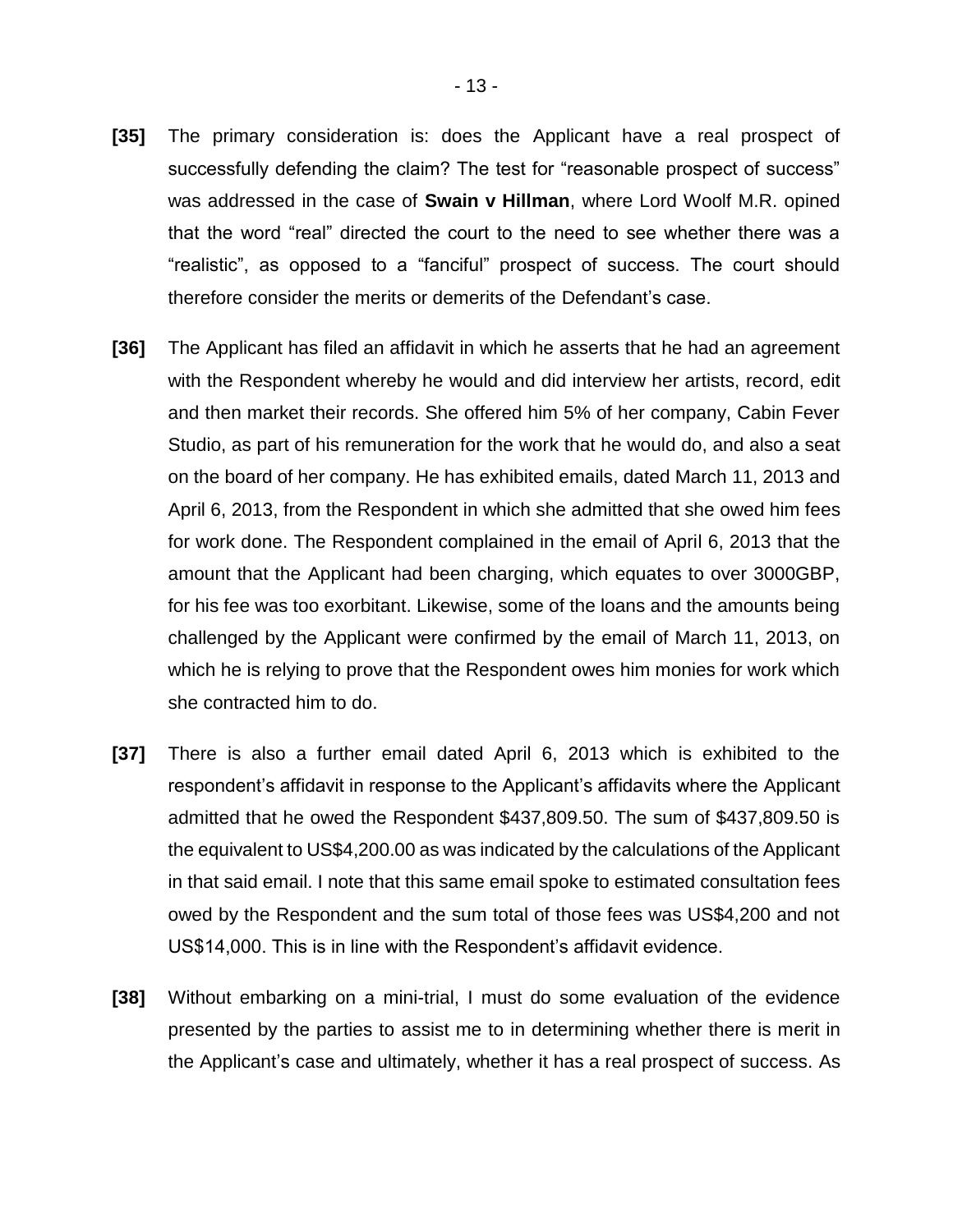**[35]** The primary consideration is: does the Applicant have a real prospect of successfully defending the claim? The test for "reasonable prospect of success" was addressed in the case of **Swain v Hillman**, where Lord Woolf M.R. opined that the word "real" directed the court to the need to see whether there was a "realistic", as opposed to a "fanciful" prospect of success. The court should therefore consider the merits or demerits of the Defendant's case.

**[36]** The Applicant has filed an affidavit in which he asserts that he had an agreement with the Respondent whereby he would and did interview her artists, record, edit and then market their records. She offered him 5% of her company, Cabin Fever Studio, as part of his remuneration for the work that he would do, and also a seat on the board of her company. He has exhibited emails, dated March 11, 2013 and April 6, 2013, from the Respondent in which she admitted that she owed him fees for work done. The Respondent complained in the email of April 6, 2013 that the amount that the Applicant had been charging, which equates to over 3000GBP, for his fee was too exorbitant. Likewise, some of the loans and the amounts being challenged by the Applicant were confirmed by the email of March 11, 2013, on which he is relying to prove that the Respondent owes him monies for work which she contracted him to do.

**[37]** There is also a further email dated April 6, 2013 which is exhibited to the respondent's affidavit in response to the Applicant's affidavits where the Applicant admitted that he owed the Respondent $437,809.50. The sum of $437,809.50 is the equivalent to US$4,200.00 as was indicated by the calculations of the Applicant in that said email. I note that this same email spoke to estimated consultation fees owed by the Respondent and the sum total of those fees was US$4,200 and not US$14,000. This is in line with the Respondent's affidavit evidence.

**[38]** Without embarking on a mini-trial, I must do some evaluation of the evidence presented by the parties to assist me to in determining whether there is merit in the Applicant's case and ultimately, whether it has a real prospect of success. As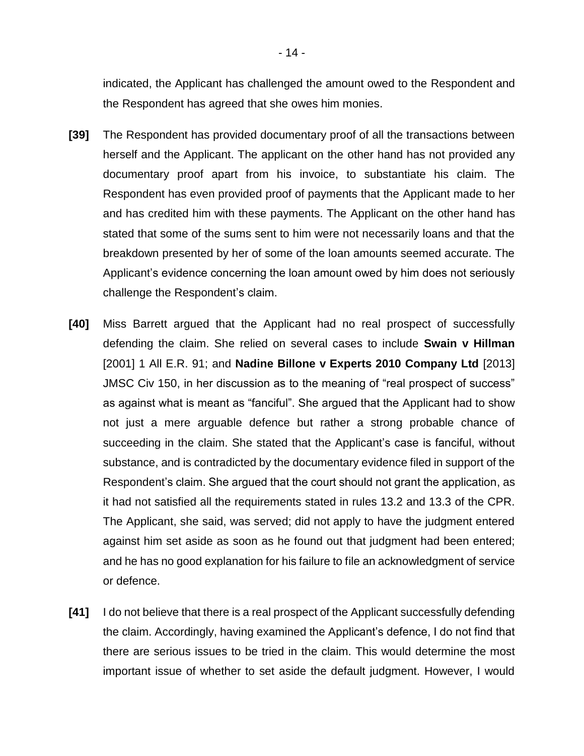indicated, the Applicant has challenged the amount owed to the Respondent and the Respondent has agreed that she owes him monies.

**[39]** The Respondent has provided documentary proof of all the transactions between herself and the Applicant. The applicant on the other hand has not provided any documentary proof apart from his invoice, to substantiate his claim. The Respondent has even provided proof of payments that the Applicant made to her and has credited him with these payments. The Applicant on the other hand has stated that some of the sums sent to him were not necessarily loans and that the breakdown presented by her of some of the loan amounts seemed accurate. The Applicant's evidence concerning the loan amount owed by him does not seriously challenge the Respondent's claim.

**[40]** Miss Barrett argued that the Applicant had no real prospect of successfully defending the claim. She relied on several cases to include **Swain v Hillman** [2001] 1 All E.R. 91; and **Nadine Billone v Experts 2010 Company Ltd** [2013] JMSC Civ 150, in her discussion as to the meaning of "real prospect of success" as against what is meant as "fanciful". She argued that the Applicant had to show not just a mere arguable defence but rather a strong probable chance of succeeding in the claim. She stated that the Applicant's case is fanciful, without substance, and is contradicted by the documentary evidence filed in support of the Respondent's claim. She argued that the court should not grant the application, as it had not satisfied all the requirements stated in rules 13.2 and 13.3 of the CPR. The Applicant, she said, was served; did not apply to have the judgment entered against him set aside as soon as he found out that judgment had been entered; and he has no good explanation for his failure to file an acknowledgment of service or defence.

**[41]** I do not believe that there is a real prospect of the Applicant successfully defending the claim. Accordingly, having examined the Applicant's defence, I do not find that there are serious issues to be tried in the claim. This would determine the most important issue of whether to set aside the default judgment. However, I would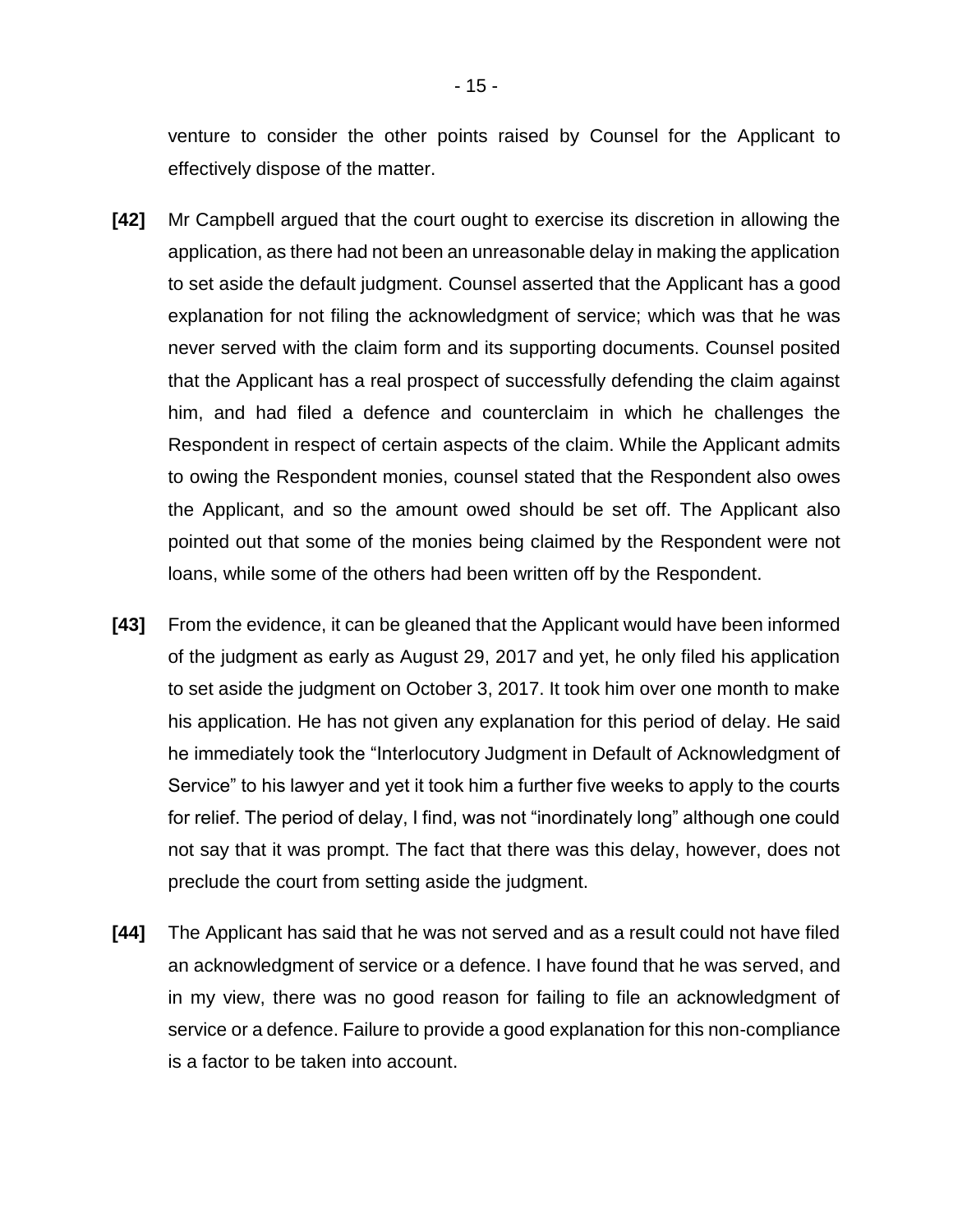venture to consider the other points raised by Counsel for the Applicant to effectively dispose of the matter.

**[42]** Mr Campbell argued that the court ought to exercise its discretion in allowing the application, as there had not been an unreasonable delay in making the application to set aside the default judgment. Counsel asserted that the Applicant has a good explanation for not filing the acknowledgment of service; which was that he was never served with the claim form and its supporting documents. Counsel posited that the Applicant has a real prospect of successfully defending the claim against him, and had filed a defence and counterclaim in which he challenges the Respondent in respect of certain aspects of the claim. While the Applicant admits to owing the Respondent monies, counsel stated that the Respondent also owes the Applicant, and so the amount owed should be set off. The Applicant also pointed out that some of the monies being claimed by the Respondent were not loans, while some of the others had been written off by the Respondent.

**[43]** From the evidence, it can be gleaned that the Applicant would have been informed of the judgment as early as August 29, 2017 and yet, he only filed his application to set aside the judgment on October 3, 2017. It took him over one month to make his application. He has not given any explanation for this period of delay. He said he immediately took the "Interlocutory Judgment in Default of Acknowledgment of Service" to his lawyer and yet it took him a further five weeks to apply to the courts for relief. The period of delay, I find, was not "inordinately long" although one could not say that it was prompt. The fact that there was this delay, however, does not preclude the court from setting aside the judgment.

**[44]** The Applicant has said that he was not served and as a result could not have filed an acknowledgment of service or a defence. I have found that he was served, and in my view, there was no good reason for failing to file an acknowledgment of service or a defence. Failure to provide a good explanation for this non-compliance is a factor to be taken into account.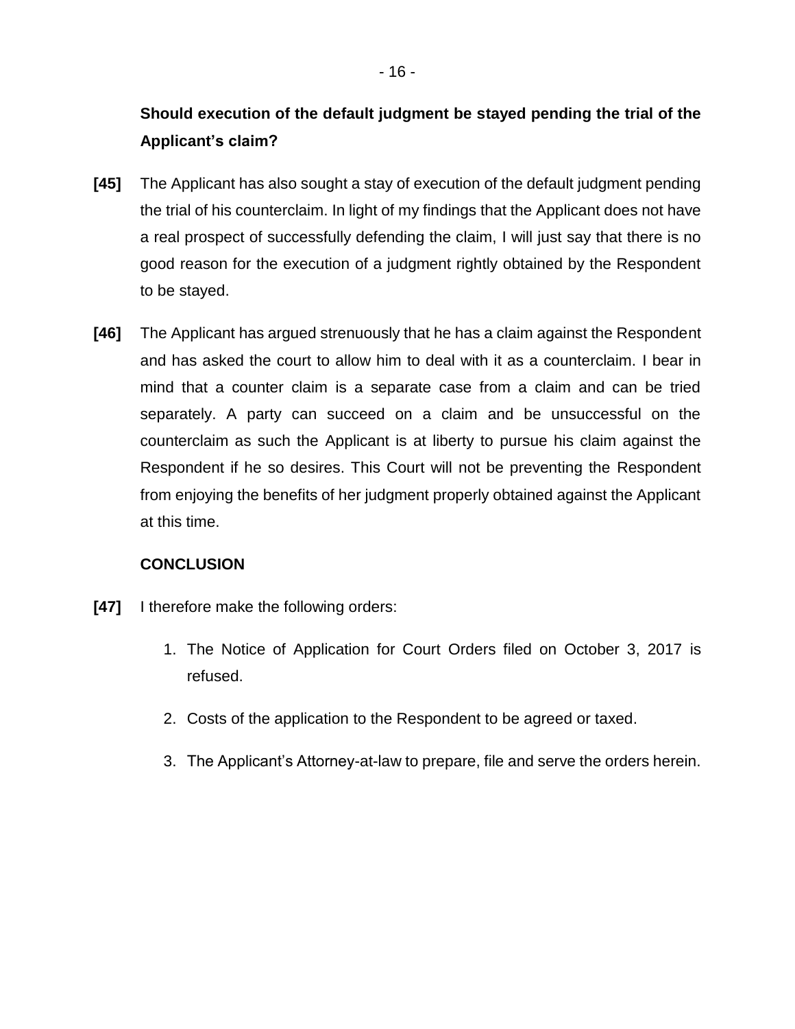**Should execution of the default judgment be stayed pending the trial of the Applicant's claim?**

**[45]** The Applicant has also sought a stay of execution of the default judgment pending the trial of his counterclaim. In light of my findings that the Applicant does not have a real prospect of successfully defending the claim, I will just say that there is no good reason for the execution of a judgment rightly obtained by the Respondent to be stayed.

**[46]** The Applicant has argued strenuously that he has a claim against the Respondent and has asked the court to allow him to deal with it as a counterclaim. I bear in mind that a counter claim is a separate case from a claim and can be tried separately. A party can succeed on a claim and be unsuccessful on the counterclaim as such the Applicant is at liberty to pursue his claim against the Respondent if he so desires. This Court will not be preventing the Respondent from enjoying the benefits of her judgment properly obtained against the Applicant at this time.

**CONCLUSION**

**[47]** I therefore make the following orders:

1. The Notice of Application for Court Orders filed on October 3, 2017 is refused.
2. Costs of the application to the Respondent to be agreed or taxed.
3. The Applicant's Attorney-at-law to prepare, file and serve the orders herein.